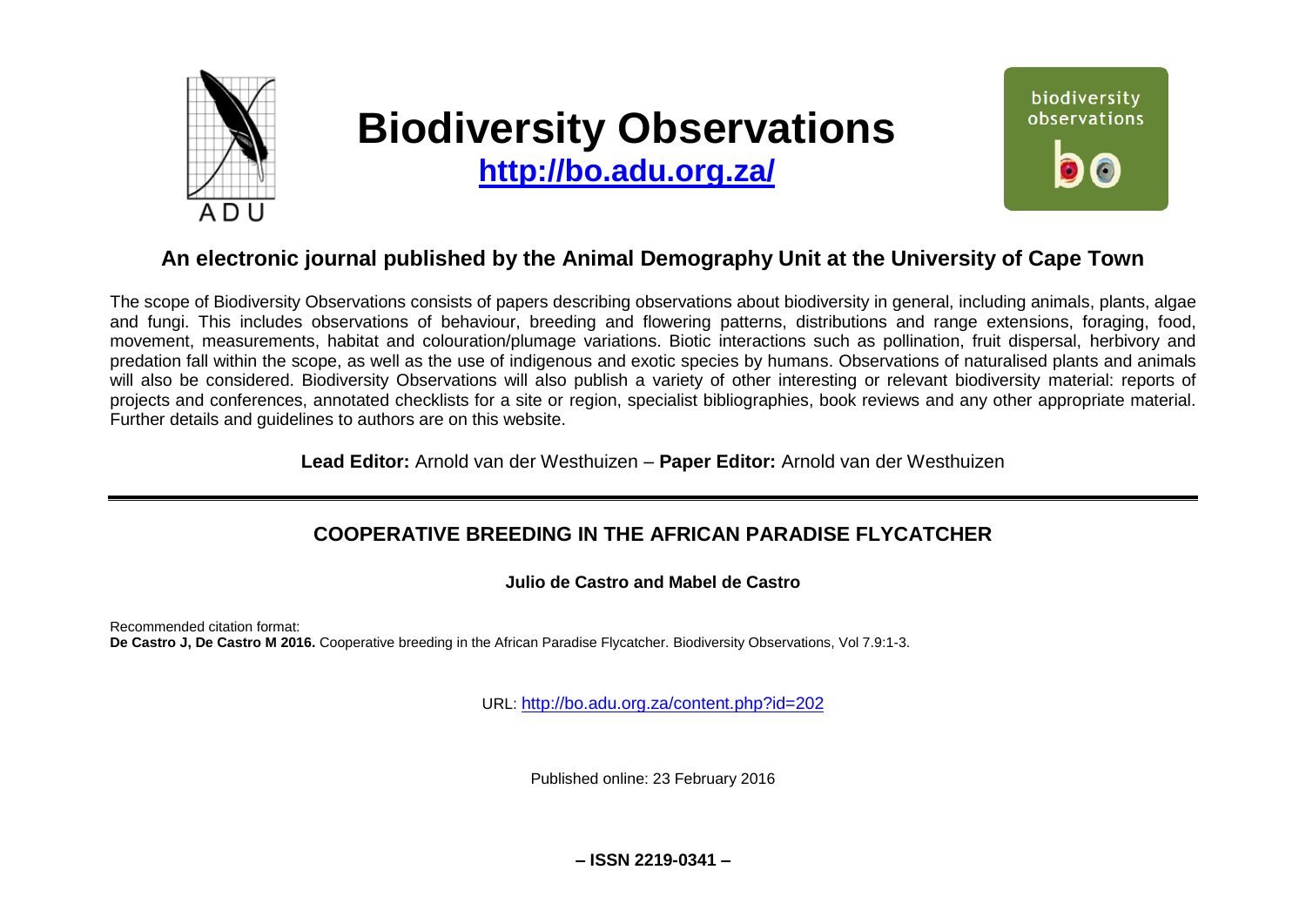# Biodiversity Observations

**http://bo.adu.org.za/**

## An electronic journal published by the Animal Demography Unit at the University of Cape Town

The scope of Biodiversity Observations consists of papers describing observations about biodiversity in general, including animals, plants, algae and fungi. This includes observations of behaviour, breeding and flowering patterns, distributions and range extensions, foraging, food, movement, measurements, habitat and colouration/plumage variations. Biotic interactions such as pollination, fruit dispersal, herbivory and predation fall within the scope, as well as the use of indigenous and exotic species by humans. Observations of naturalised plants and animals will also be considered. Biodiversity Observations will also publish a variety of other interesting or relevant biodiversity material: reports of projects and conferences, annotated checklists for a site or region, specialist bibliographies, book reviews and any other appropriate material. Further details and guidelines to authors are on this website.

**Lead Editor:** Arnold van der Westhuizen – **Paper Editor:** Arnold van der Westhuizen

---

## COOPERATIVE BREEDING IN THE AFRICAN PARADISE FLYCATCHER

**Julio de Castro and Mabel de Castro**

Recommended citation format:
**De Castro J, De Castro M 2016.** Cooperative breeding in the African Paradise Flycatcher. Biodiversity Observations, Vol 7.9:1-3.

URL: http://bo.adu.org.za/content.php?id=202

Published online: 23 February 2016

**– ISSN 2219-0341 –**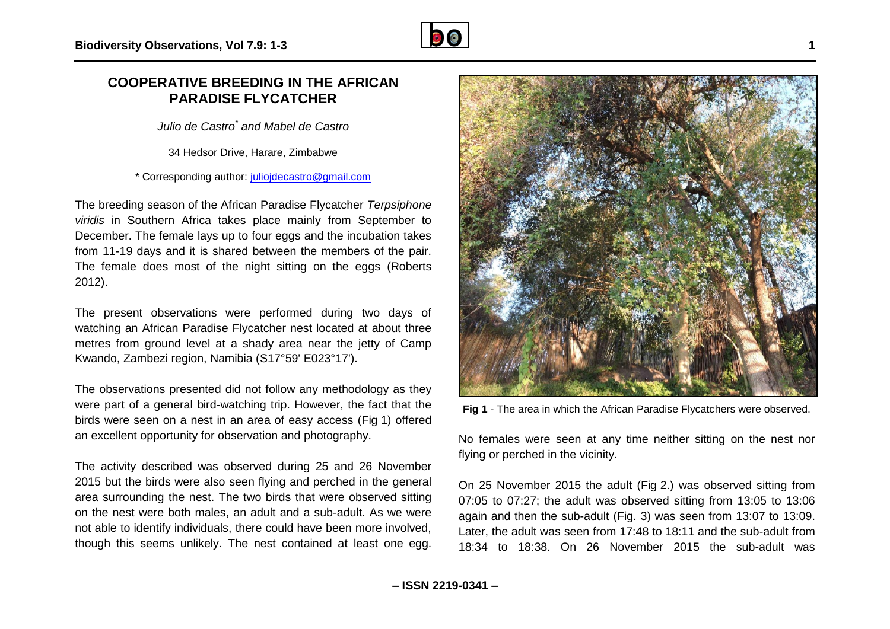# COOPERATIVE BREEDING IN THE AFRICAN PARADISE FLYCATCHER

*Julio de Castro*[*] *and Mabel de Castro*

34 Hedsor Drive, Harare, Zimbabwe

\* Corresponding author: juliojdecastro@gmail.com

The breeding season of the African Paradise Flycatcher *Terpsiphone viridis* in Southern Africa takes place mainly from September to December. The female lays up to four eggs and the incubation takes from 11-19 days and it is shared between the members of the pair. The female does most of the night sitting on the eggs (Roberts 2012).

The present observations were performed during two days of watching an African Paradise Flycatcher nest located at about three metres from ground level at a shady area near the jetty of Camp Kwando, Zambezi region, Namibia (S17°59' E023°17').

The observations presented did not follow any methodology as they were part of a general bird-watching trip. However, the fact that the birds were seen on a nest in an area of easy access (Fig 1) offered an excellent opportunity for observation and photography.

The activity described was observed during 25 and 26 November 2015 but the birds were also seen flying and perched in the general area surrounding the nest. The two birds that were observed sitting on the nest were both males, an adult and a sub-adult. As we were not able to identify individuals, there could have been more involved, though this seems unlikely. The nest contained at least one egg.

**Fig 1** - The area in which the African Paradise Flycatchers were observed.

No females were seen at any time neither sitting on the nest nor flying or perched in the vicinity.

On 25 November 2015 the adult (Fig 2.) was observed sitting from 07:05 to 07:27; the adult was observed sitting from 13:05 to 13:06 again and then the sub-adult (Fig. 3) was seen from 13:07 to 13:09. Later, the adult was seen from 17:48 to 18:11 and the sub-adult from 18:34 to 18:38. On 26 November 2015 the sub-adult was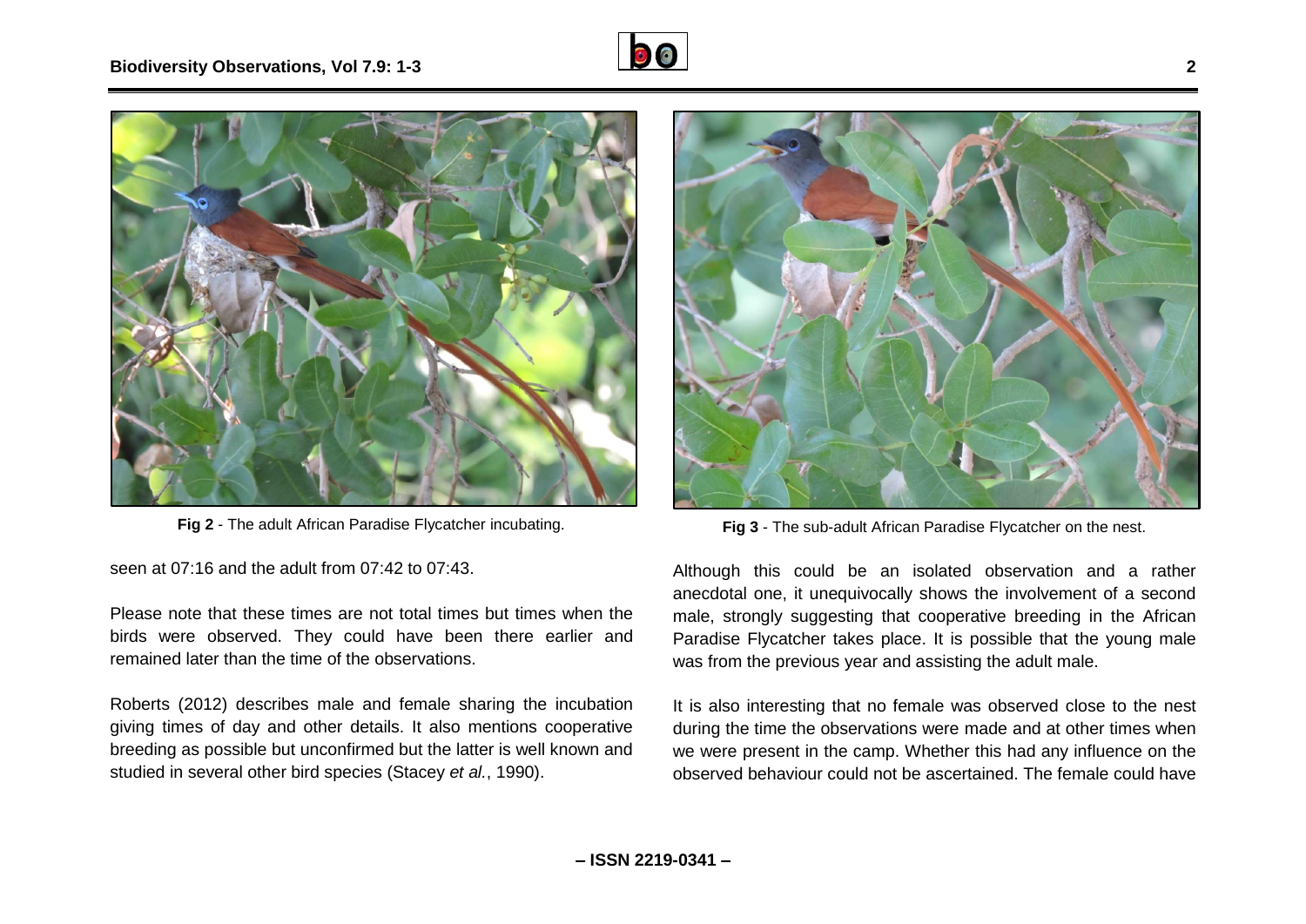**Fig 2** - The adult African Paradise Flycatcher incubating.

**Fig 3** - The sub-adult African Paradise Flycatcher on the nest.

seen at 07:16 and the adult from 07:42 to 07:43.

Please note that these times are not total times but times when the birds were observed. They could have been there earlier and remained later than the time of the observations.

Roberts (2012) describes male and female sharing the incubation giving times of day and other details. It also mentions cooperative breeding as possible but unconfirmed but the latter is well known and studied in several other bird species (Stacey *et al.*, 1990).

Although this could be an isolated observation and a rather anecdotal one, it unequivocally shows the involvement of a second male, strongly suggesting that cooperative breeding in the African Paradise Flycatcher takes place. It is possible that the young male was from the previous year and assisting the adult male.

It is also interesting that no female was observed close to the nest during the time the observations were made and at other times when we were present in the camp. Whether this had any influence on the observed behaviour could not be ascertained. The female could have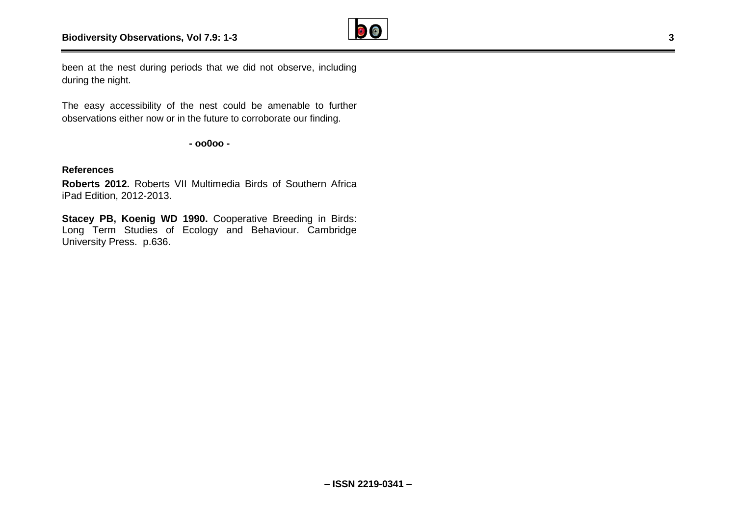been at the nest during periods that we did not observe, including during the night.

The easy accessibility of the nest could be amenable to further observations either now or in the future to corroborate our finding.

**- oo0oo -**

## References

**Roberts 2012.** Roberts VII Multimedia Birds of Southern Africa iPad Edition, 2012-2013.

**Stacey PB, Koenig WD 1990.** Cooperative Breeding in Birds: Long Term Studies of Ecology and Behaviour. Cambridge University Press. p.636.